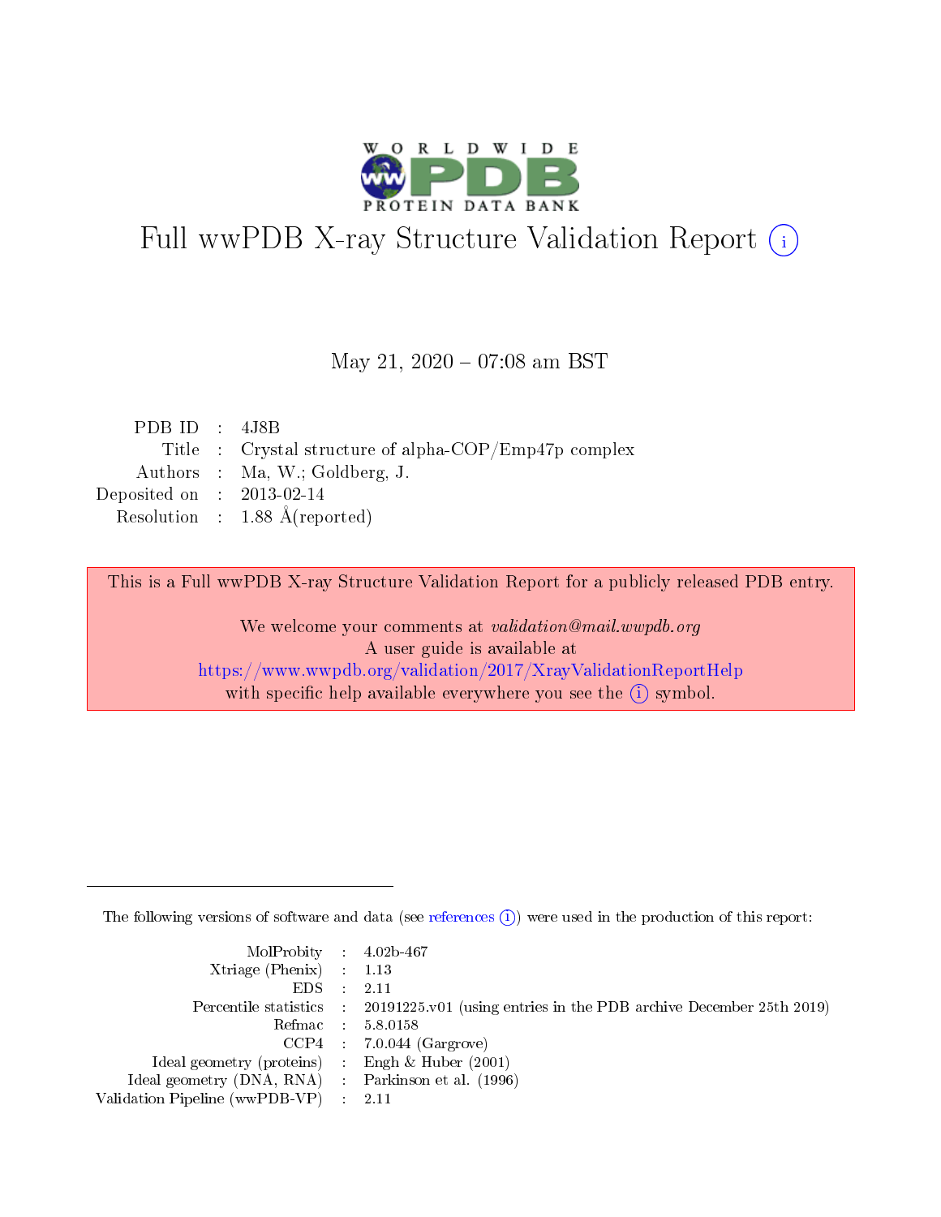# Full wwPDB X-ray Structure Validation Report (i)

May 21, 2020 – 07:08 am BST

|  |  |  |
|---|---|---|
| PDB ID | : | 4J8B |
| Title | : | Crystal structure of alpha-COP/Emp47p complex |
| Authors | : | Ma, W.; Goldberg, J. |
| Deposited on | : | 2013-02-14 |
| Resolution | : | 1.88 Å(reported) |

This is a Full wwPDB X-ray Structure Validation Report for a publicly released PDB entry.

We welcome your comments at *validation@mail.wwpdb.org*
A user guide is available at
https://www.wwpdb.org/validation/2017/XrayValidationReportHelp
with specific help available everywhere you see the (i) symbol.

The following versions of software and data (see references (i)) were used in the production of this report:

|  |  |  |
|---|---|---|
| MolProbity | : | 4.02b-467 |
| Xtriage (Phenix) | : | 1.13 |
| EDS | : | 2.11 |
| Percentile statistics | : | 20191225.v01 (using entries in the PDB archive December 25th 2019) |
| Refmac | : | 5.8.0158 |
| CCP4 | : | 7.0.044 (Gargrove) |
| Ideal geometry (proteins) | : | Engh & Huber (2001) |
| Ideal geometry (DNA, RNA) | : | Parkinson et al. (1996) |
| Validation Pipeline (wwPDB-VP) | : | 2.11 |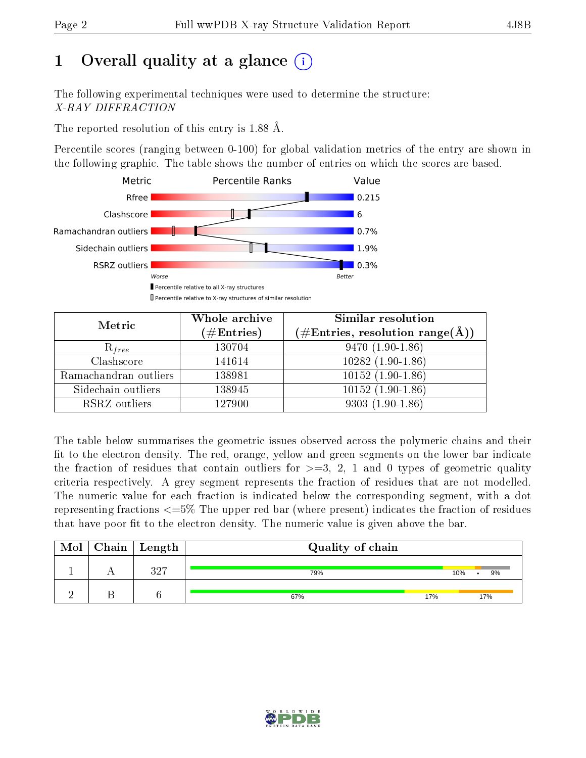# 1 Overall quality at a glance (i)

The following experimental techniques were used to determine the structure:
*X-RAY DIFFRACTION*

The reported resolution of this entry is 1.88 Å.

Percentile scores (ranging between 0-100) for global validation metrics of the entry are shown in the following graphic. The table shows the number of entries on which the scores are based.

| Metric | Value |
|---|---|
| Rfree | 0.215 |
| Clashscore | 6 |
| Ramachandran outliers | 0.7% |
| Sidechain outliers | 1.9% |
| RSRZ outliers | 0.3% |

Worse — Better

▮ Percentile relative to all X-ray structures
▯ Percentile relative to X-ray structures of similar resolution

| Metric | Whole archive (#Entries) | Similar resolution (#Entries, resolution range(Å)) |
|---|---|---|
| $R_{free}$ | 130704 | 9470 (1.90-1.86) |
| Clashscore | 141614 | 10282 (1.90-1.86) |
| Ramachandran outliers | 138981 | 10152 (1.90-1.86) |
| Sidechain outliers | 138945 | 10152 (1.90-1.86) |
| RSRZ outliers | 127900 | 9303 (1.90-1.86) |

The table below summarises the geometric issues observed across the polymeric chains and their fit to the electron density. The red, orange, yellow and green segments on the lower bar indicate the fraction of residues that contain outliers for >=3, 2, 1 and 0 types of geometric quality criteria respectively. A grey segment represents the fraction of residues that are not modelled. The numeric value for each fraction is indicated below the corresponding segment, with a dot representing fractions <=5% The upper red bar (where present) indicates the fraction of residues that have poor fit to the electron density. The numeric value is given above the bar.

| Mol | Chain | Length | Quality of chain |
|---|---|---|---|
| 1 | A | 327 | 79% / 10% / • / 9% |
| 2 | B | 6 | 67% / 17% / 17% |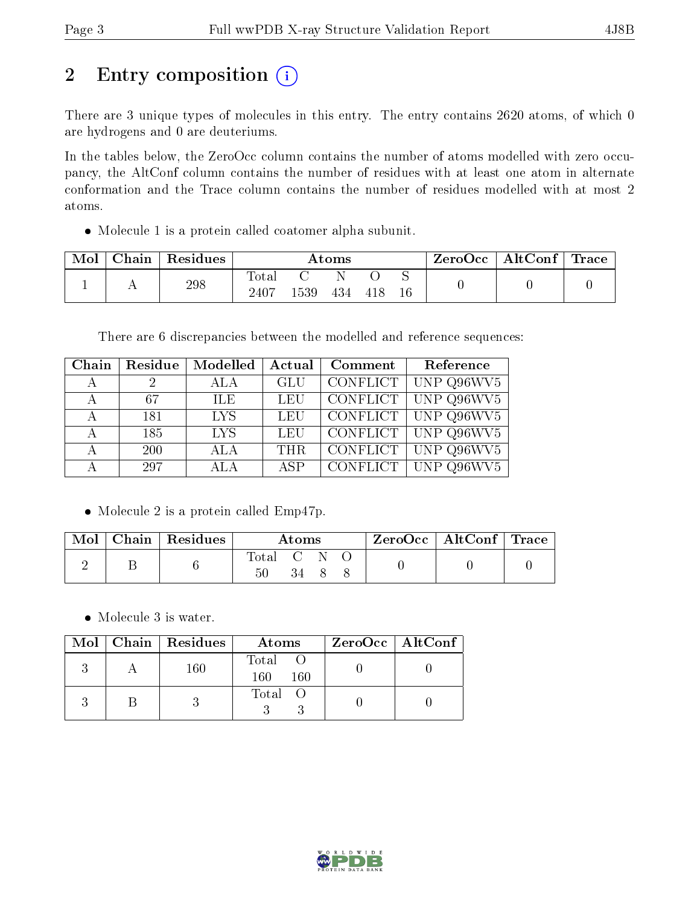# 2 Entry composition

There are 3 unique types of molecules in this entry. The entry contains 2620 atoms, of which 0 are hydrogens and 0 are deuteriums.

In the tables below, the ZeroOcc column contains the number of atoms modelled with zero occupancy, the AltConf column contains the number of residues with at least one atom in alternate conformation and the Trace column contains the number of residues modelled with at most 2 atoms.

- Molecule 1 is a protein called coatomer alpha subunit.

| Mol | Chain | Residues | Atoms | | | | | ZeroOcc | AltConf | Trace |
|---|---|---|---|---|---|---|---|---|---|---|
| 1 | A | 298 | Total | C | N | O | S | 0 | 0 | 0 |
| | | | 2407 | 1539 | 434 | 418 | 16 | | | |

There are 6 discrepancies between the modelled and reference sequences:

| Chain | Residue | Modelled | Actual | Comment | Reference |
|---|---|---|---|---|---|
| A | 2 | ALA | GLU | CONFLICT | UNP Q96WV5 |
| A | 67 | ILE | LEU | CONFLICT | UNP Q96WV5 |
| A | 181 | LYS | LEU | CONFLICT | UNP Q96WV5 |
| A | 185 | LYS | LEU | CONFLICT | UNP Q96WV5 |
| A | 200 | ALA | THR | CONFLICT | UNP Q96WV5 |
| A | 297 | ALA | ASP | CONFLICT | UNP Q96WV5 |

- Molecule 2 is a protein called Emp47p.

| Mol | Chain | Residues | Atoms | | | | ZeroOcc | AltConf | Trace |
|---|---|---|---|---|---|---|---|---|---|
| 2 | B | 6 | Total | C | N | O | 0 | 0 | 0 |
| | | | 50 | 34 | 8 | 8 | | | |

- Molecule 3 is water.

| Mol | Chain | Residues | Atoms | | ZeroOcc | AltConf |
|---|---|---|---|---|---|---|
| 3 | A | 160 | Total | O | 0 | 0 |
| | | | 160 | 160 | | |
| 3 | B | 3 | Total | O | 0 | 0 |
| | | | 3 | 3 | | |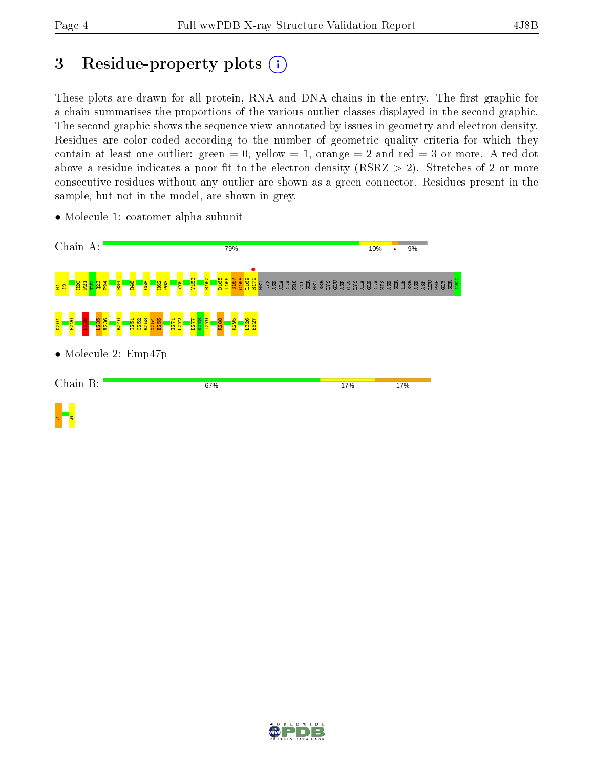# 3 Residue-property plots

These plots are drawn for all protein, RNA and DNA chains in the entry. The first graphic for a chain summarises the proportions of the various outlier classes displayed in the second graphic. The second graphic shows the sequence view annotated by issues in geometry and electron density. Residues are color-coded according to the number of geometric quality criteria for which they contain at least one outlier: green = 0, yellow = 1, orange = 2 and red = 3 or more. A red dot above a residue indicates a poor fit to the electron density (RSRZ > 2). Stretches of 2 or more consecutive residues without any outlier are shown as a green connector. Residues present in the sample, but not in the model, are shown in grey.

- Molecule 1: coatomer alpha subunit

Chain A: 79% | 10% | • | 9%

M1 A2 H20 P21 T22 Q23 P24 R34 R48 G58 H62 P63 Y75 V153 R162 D165 I166 S167 G168 L169 R170 MET LYS ASN ALA ALA PRO VAL SER MET SER LYS GLU ASP GLN LYS ALA GLN ALA HIS ASN SER ILE SER ASN ASP LEU PHE GLY SER A200

D201 F220 L228 L235 V236 R240 T251 C252 R253 G254 H255 I271 L272 D277 K278 T279 R288 R295 L326 E327

- Molecule 2: Emp47p

Chain B: 67% | 17% | 17%

I1 L6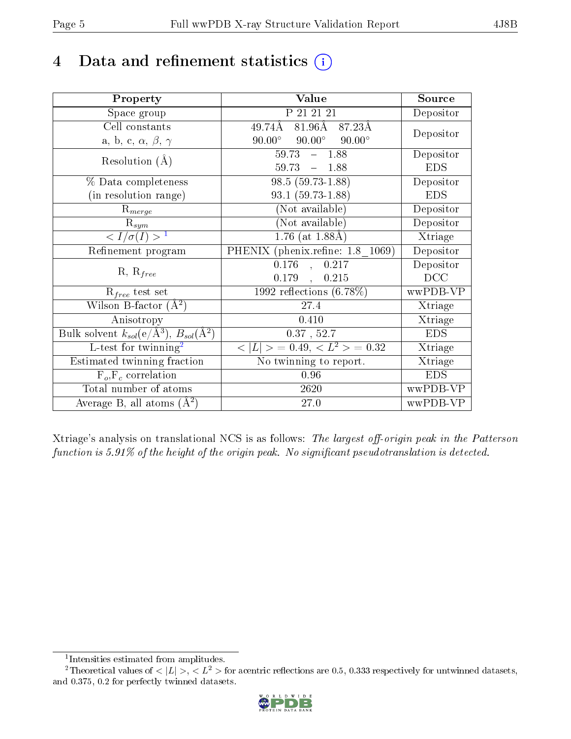# 4 Data and refinement statistics (i)

| Property | Value | Source |
|---|---|---|
| Space group | P 21 21 21 | Depositor |
| Cell constants<br>a, b, c, $\alpha$, $\beta$, $\gamma$ | 49.74Å 81.96Å 87.23Å<br>90.00° 90.00° 90.00° | Depositor |
| Resolution (Å) | 59.73 – 1.88<br>59.73 – 1.88 | Depositor<br>EDS |
| % Data completeness<br>(in resolution range) | 98.5 (59.73-1.88)<br>93.1 (59.73-1.88) | Depositor<br>EDS |
| $R_{merge}$ | (Not available) | Depositor |
| $R_{sym}$ | (Not available) | Depositor |
| $< I/\sigma(I) >$ [1] | 1.76 (at 1.88Å) | Xtriage |
| Refinement program | PHENIX (phenix.refine: 1.8_1069) | Depositor |
| R, $R_{free}$ | 0.176 , 0.217<br>0.179 , 0.215 | Depositor<br>DCC |
| $R_{free}$ test set | 1992 reflections (6.78%) | wwPDB-VP |
| Wilson B-factor (Å$^2$) | 27.4 | Xtriage |
| Anisotropy | 0.410 | Xtriage |
| Bulk solvent $k_{sol}$(e/Å$^3$), $B_{sol}$(Å$^2$) | 0.37 , 52.7 | EDS |
| L-test for twinning[2] | $< \|L\| >$ = 0.49, $< L^2 >$ = 0.32 | Xtriage |
| Estimated twinning fraction | No twinning to report. | Xtriage |
| $F_o$,$F_c$ correlation | 0.96 | EDS |
| Total number of atoms | 2620 | wwPDB-VP |
| Average B, all atoms (Å$^2$) | 27.0 | wwPDB-VP |

Xtriage's analysis on translational NCS is as follows: *The largest off-origin peak in the Patterson function is 5.91% of the height of the origin peak. No significant pseudotranslation is detected.*

[1] Intensities estimated from amplitudes.

[2] Theoretical values of $< |L| >$, $< L^2 >$ for acentric reflections are 0.5, 0.333 respectively for untwinned datasets, and 0.375, 0.2 for perfectly twinned datasets.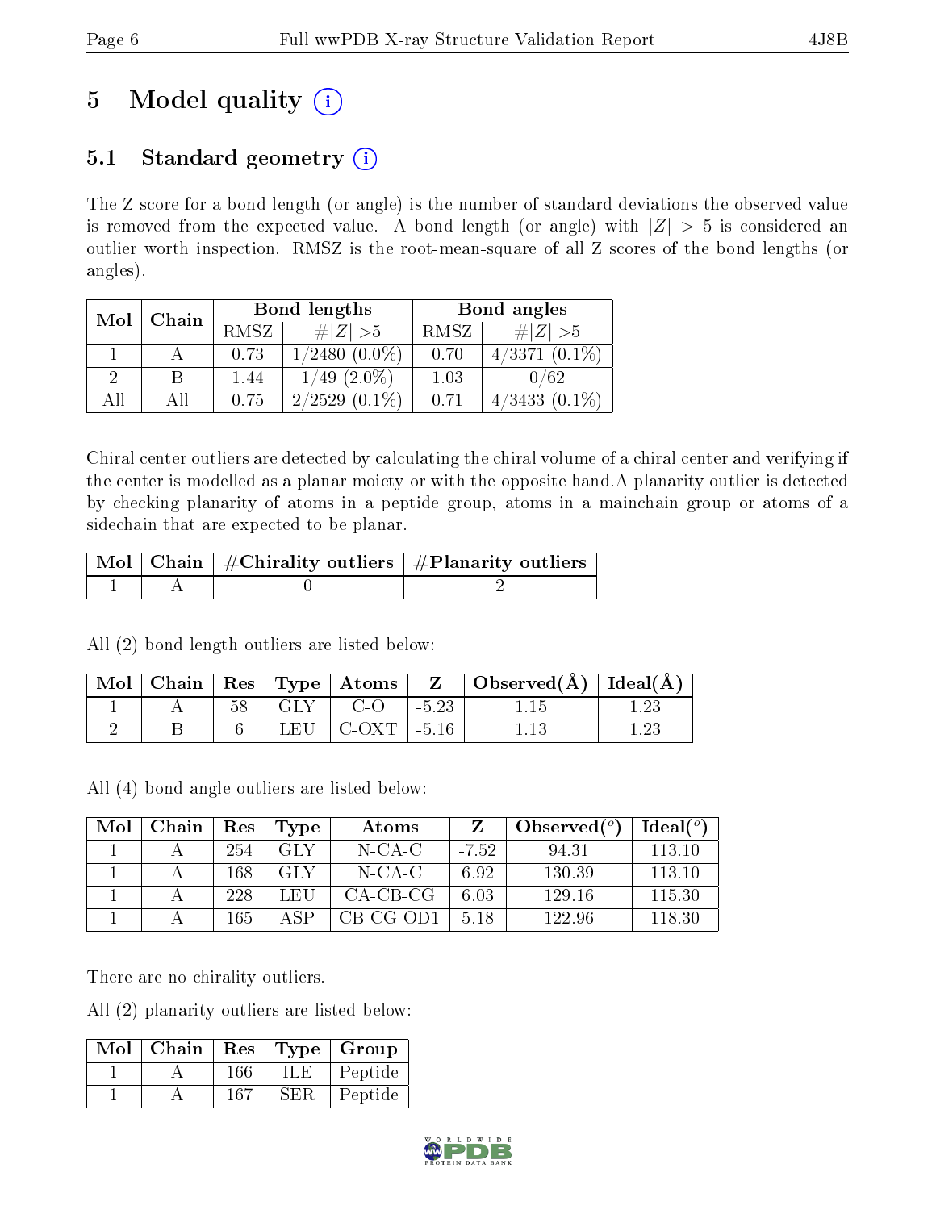# 5 Model quality

## 5.1 Standard geometry

The Z score for a bond length (or angle) is the number of standard deviations the observed value is removed from the expected value. A bond length (or angle) with $|Z| > 5$ is considered an outlier worth inspection. RMSZ is the root-mean-square of all Z scores of the bond lengths (or angles).

| Mol | Chain | Bond lengths | | Bond angles | |
|---|---|---|---|---|---|
| | | RMSZ | #\|Z\| >5 | RMSZ | #\|Z\| >5 |
| 1 | A | 0.73 | 1/2480 (0.0%) | 0.70 | 4/3371 (0.1%) |
| 2 | B | 1.44 | 1/49 (2.0%) | 1.03 | 0/62 |
| All | All | 0.75 | 2/2529 (0.1%) | 0.71 | 4/3433 (0.1%) |

Chiral center outliers are detected by calculating the chiral volume of a chiral center and verifying if the center is modelled as a planar moiety or with the opposite hand.A planarity outlier is detected by checking planarity of atoms in a peptide group, atoms in a mainchain group or atoms of a sidechain that are expected to be planar.

| Mol | Chain | #Chirality outliers | #Planarity outliers |
|---|---|---|---|
| 1 | A | 0 | 2 |

All (2) bond length outliers are listed below:

| Mol | Chain | Res | Type | Atoms | Z | Observed(Å) | Ideal(Å) |
|---|---|---|---|---|---|---|---|
| 1 | A | 58 | GLY | C-O | -5.23 | 1.15 | 1.23 |
| 2 | B | 6 | LEU | C-OXT | -5.16 | 1.13 | 1.23 |

All (4) bond angle outliers are listed below:

| Mol | Chain | Res | Type | Atoms | Z | Observed(°) | Ideal(°) |
|---|---|---|---|---|---|---|---|
| 1 | A | 254 | GLY | N-CA-C | -7.52 | 94.31 | 113.10 |
| 1 | A | 168 | GLY | N-CA-C | 6.92 | 130.39 | 113.10 |
| 1 | A | 228 | LEU | CA-CB-CG | 6.03 | 129.16 | 115.30 |
| 1 | A | 165 | ASP | CB-CG-OD1 | 5.18 | 122.96 | 118.30 |

There are no chirality outliers.

All (2) planarity outliers are listed below:

| Mol | Chain | Res | Type | Group |
|---|---|---|---|---|
| 1 | A | 166 | ILE | Peptide |
| 1 | A | 167 | SER | Peptide |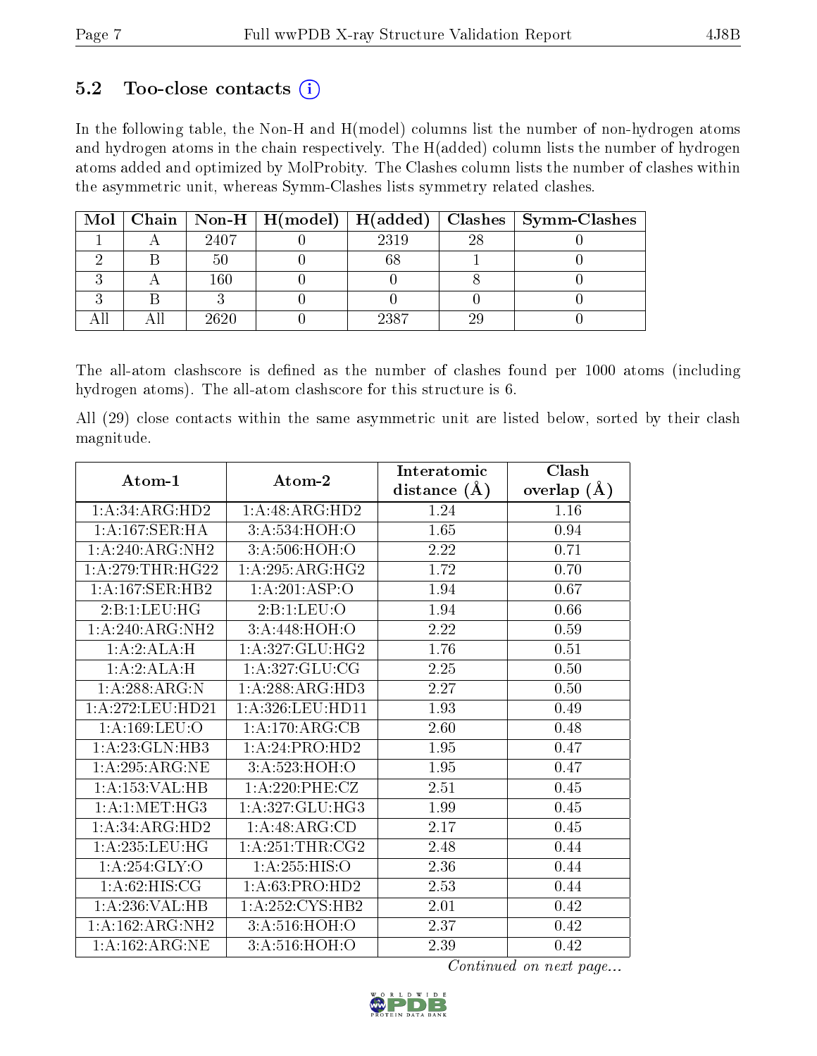### 5.2 Too-close contacts (i)

In the following table, the Non-H and H(model) columns list the number of non-hydrogen atoms and hydrogen atoms in the chain respectively. The H(added) column lists the number of hydrogen atoms added and optimized by MolProbity. The Clashes column lists the number of clashes within the asymmetric unit, whereas Symm-Clashes lists symmetry related clashes.

| Mol | Chain | Non-H | H(model) | H(added) | Clashes | Symm-Clashes |
|---|---|---|---|---|---|---|
| 1 | A | 2407 | 0 | 2319 | 28 | 0 |
| 2 | B | 50 | 0 | 68 | 1 | 0 |
| 3 | A | 160 | 0 | 0 | 8 | 0 |
| 3 | B | 3 | 0 | 0 | 0 | 0 |
| All | All | 2620 | 0 | 2387 | 29 | 0 |

The all-atom clashscore is defined as the number of clashes found per 1000 atoms (including hydrogen atoms). The all-atom clashscore for this structure is 6.

All (29) close contacts within the same asymmetric unit are listed below, sorted by their clash magnitude.

| Atom-1 | Atom-2 | Interatomic distance (Å) | Clash overlap (Å) |
|---|---|---|---|
| 1:A:34:ARG:HD2 | 1:A:48:ARG:HD2 | 1.24 | 1.16 |
| 1:A:167:SER:HA | 3:A:534:HOH:O | 1.65 | 0.94 |
| 1:A:240:ARG:NH2 | 3:A:506:HOH:O | 2.22 | 0.71 |
| 1:A:279:THR:HG22 | 1:A:295:ARG:HG2 | 1.72 | 0.70 |
| 1:A:167:SER:HB2 | 1:A:201:ASP:O | 1.94 | 0.67 |
| 2:B:1:LEU:HG | 2:B:1:LEU:O | 1.94 | 0.66 |
| 1:A:240:ARG:NH2 | 3:A:448:HOH:O | 2.22 | 0.59 |
| 1:A:2:ALA:H | 1:A:327:GLU:HG2 | 1.76 | 0.51 |
| 1:A:2:ALA:H | 1:A:327:GLU:CG | 2.25 | 0.50 |
| 1:A:288:ARG:N | 1:A:288:ARG:HD3 | 2.27 | 0.50 |
| 1:A:272:LEU:HD21 | 1:A:326:LEU:HD11 | 1.93 | 0.49 |
| 1:A:169:LEU:O | 1:A:170:ARG:CB | 2.60 | 0.48 |
| 1:A:23:GLN:HB3 | 1:A:24:PRO:HD2 | 1.95 | 0.47 |
| 1:A:295:ARG:NE | 3:A:523:HOH:O | 1.95 | 0.47 |
| 1:A:153:VAL:HB | 1:A:220:PHE:CZ | 2.51 | 0.45 |
| 1:A:1:MET:HG3 | 1:A:327:GLU:HG3 | 1.99 | 0.45 |
| 1:A:34:ARG:HD2 | 1:A:48:ARG:CD | 2.17 | 0.45 |
| 1:A:235:LEU:HG | 1:A:251:THR:CG2 | 2.48 | 0.44 |
| 1:A:254:GLY:O | 1:A:255:HIS:O | 2.36 | 0.44 |
| 1:A:62:HIS:CG | 1:A:63:PRO:HD2 | 2.53 | 0.44 |
| 1:A:236:VAL:HB | 1:A:252:CYS:HB2 | 2.01 | 0.42 |
| 1:A:162:ARG:NH2 | 3:A:516:HOH:O | 2.37 | 0.42 |
| 1:A:162:ARG:NE | 3:A:516:HOH:O | 2.39 | 0.42 |

*Continued on next page...*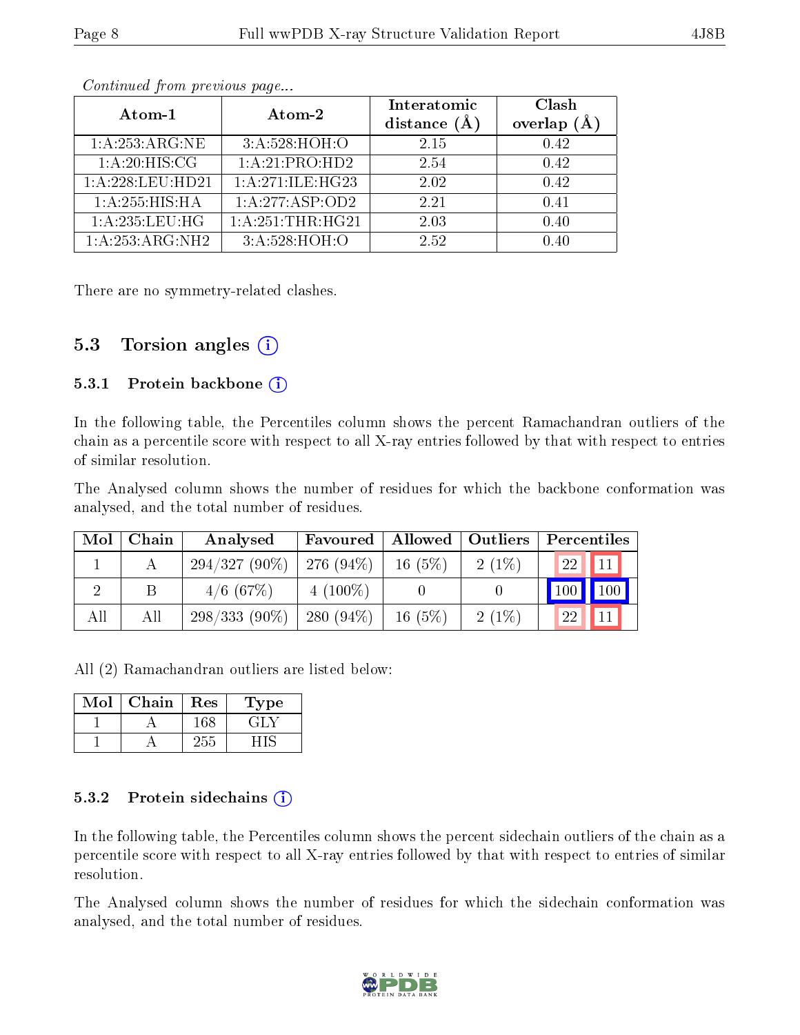*Continued from previous page...*

| Atom-1 | Atom-2 | Interatomic distance (Å) | Clash overlap (Å) |
|---|---|---|---|
| 1:A:253:ARG:NE | 3:A:528:HOH:O | 2.15 | 0.42 |
| 1:A:20:HIS:CG | 1:A:21:PRO:HD2 | 2.54 | 0.42 |
| 1:A:228:LEU:HD21 | 1:A:271:ILE:HG23 | 2.02 | 0.42 |
| 1:A:255:HIS:HA | 1:A:277:ASP:OD2 | 2.21 | 0.41 |
| 1:A:235:LEU:HG | 1:A:251:THR:HG21 | 2.03 | 0.40 |
| 1:A:253:ARG:NH2 | 3:A:528:HOH:O | 2.52 | 0.40 |

There are no symmetry-related clashes.

## 5.3 Torsion angles (i)

### 5.3.1 Protein backbone (i)

In the following table, the Percentiles column shows the percent Ramachandran outliers of the chain as a percentile score with respect to all X-ray entries followed by that with respect to entries of similar resolution.

The Analysed column shows the number of residues for which the backbone conformation was analysed, and the total number of residues.

| Mol | Chain | Analysed | Favoured | Allowed | Outliers | Percentiles | |
|---|---|---|---|---|---|---|---|
| 1 | A | 294/327 (90%) | 276 (94%) | 16 (5%) | 2 (1%) | 22 | 11 |
| 2 | B | 4/6 (67%) | 4 (100%) | 0 | 0 | 100 | 100 |
| All | All | 298/333 (90%) | 280 (94%) | 16 (5%) | 2 (1%) | 22 | 11 |

All (2) Ramachandran outliers are listed below:

| Mol | Chain | Res | Type |
|---|---|---|---|
| 1 | A | 168 | GLY |
| 1 | A | 255 | HIS |

### 5.3.2 Protein sidechains (i)

In the following table, the Percentiles column shows the percent sidechain outliers of the chain as a percentile score with respect to all X-ray entries followed by that with respect to entries of similar resolution.

The Analysed column shows the number of residues for which the sidechain conformation was analysed, and the total number of residues.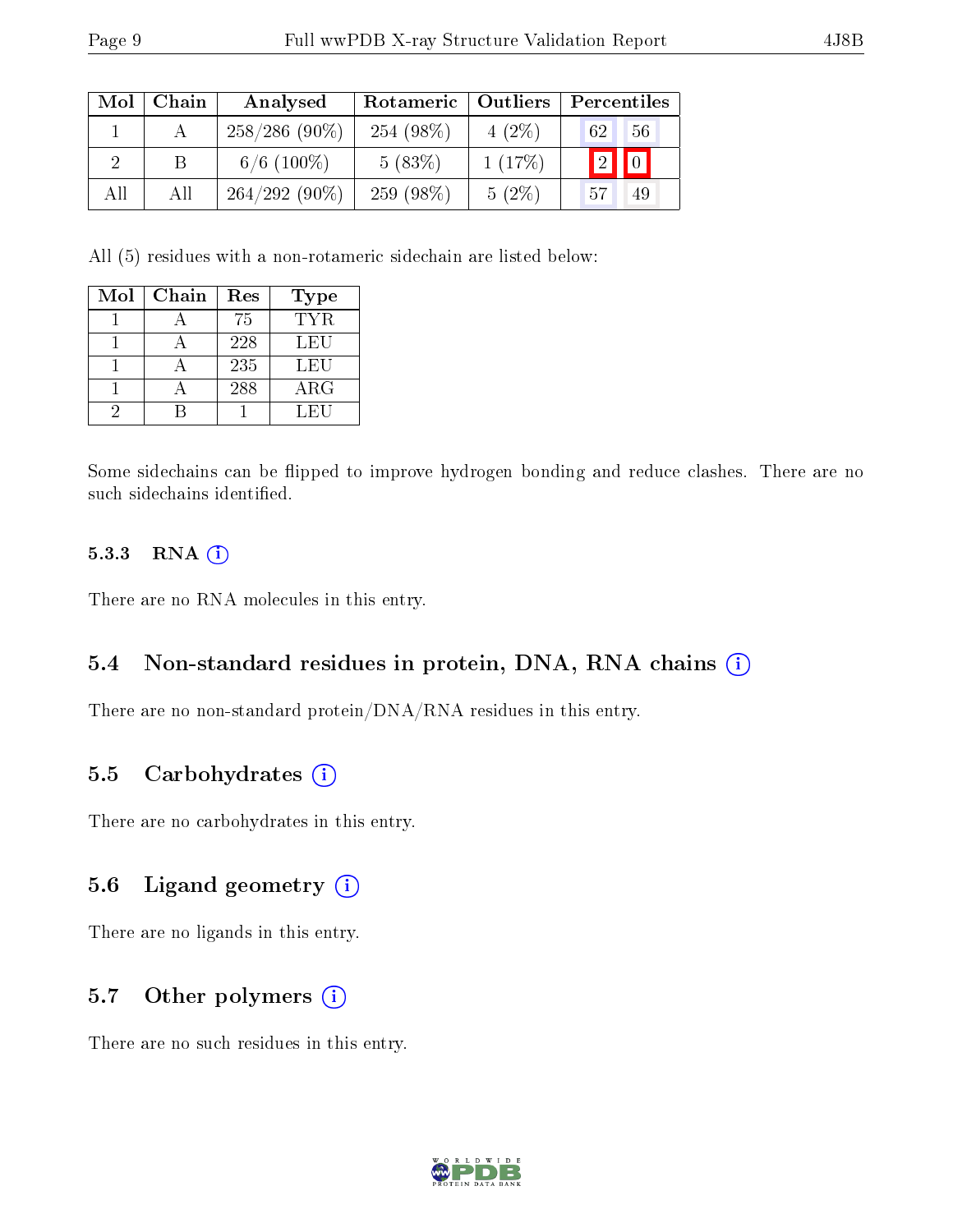| Mol | Chain | Analysed | Rotameric | Outliers | Percentiles | |
|---|---|---|---|---|---|---|
| 1 | A | 258/286 (90%) | 254 (98%) | 4 (2%) | 62 | 56 |
| 2 | B | 6/6 (100%) | 5 (83%) | 1 (17%) | 2 | 0 |
| All | All | 264/292 (90%) | 259 (98%) | 5 (2%) | 57 | 49 |

All (5) residues with a non-rotameric sidechain are listed below:

| Mol | Chain | Res | Type |
|---|---|---|---|
| 1 | A | 75 | TYR |
| 1 | A | 228 | LEU |
| 1 | A | 235 | LEU |
| 1 | A | 288 | ARG |
| 2 | B | 1 | LEU |

Some sidechains can be flipped to improve hydrogen bonding and reduce clashes. There are no such sidechains identified.

#### 5.3.3 RNA (i)

There are no RNA molecules in this entry.

### 5.4 Non-standard residues in protein, DNA, RNA chains (i)

There are no non-standard protein/DNA/RNA residues in this entry.

### 5.5 Carbohydrates (i)

There are no carbohydrates in this entry.

### 5.6 Ligand geometry (i)

There are no ligands in this entry.

### 5.7 Other polymers (i)

There are no such residues in this entry.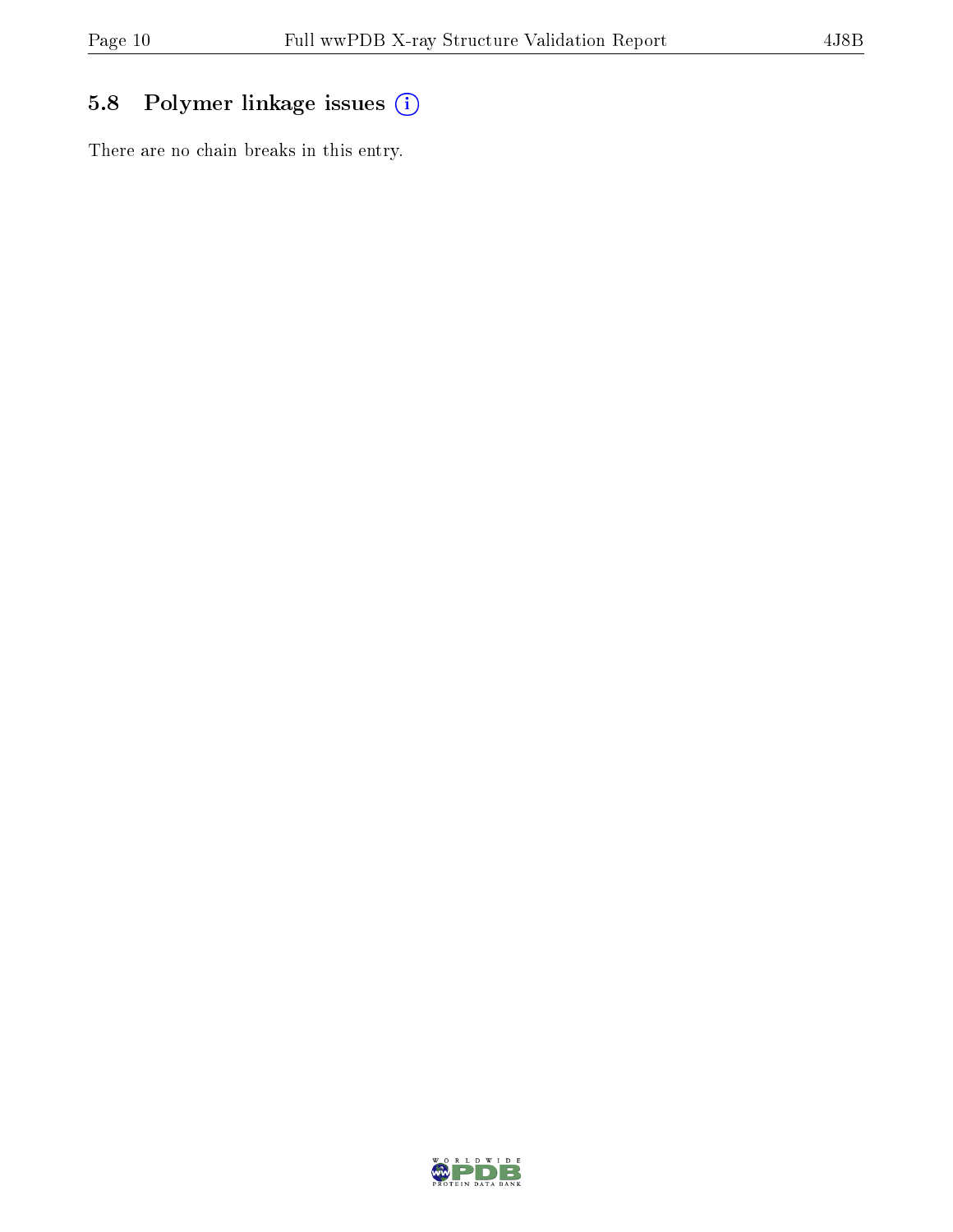## 5.8 Polymer linkage issues

There are no chain breaks in this entry.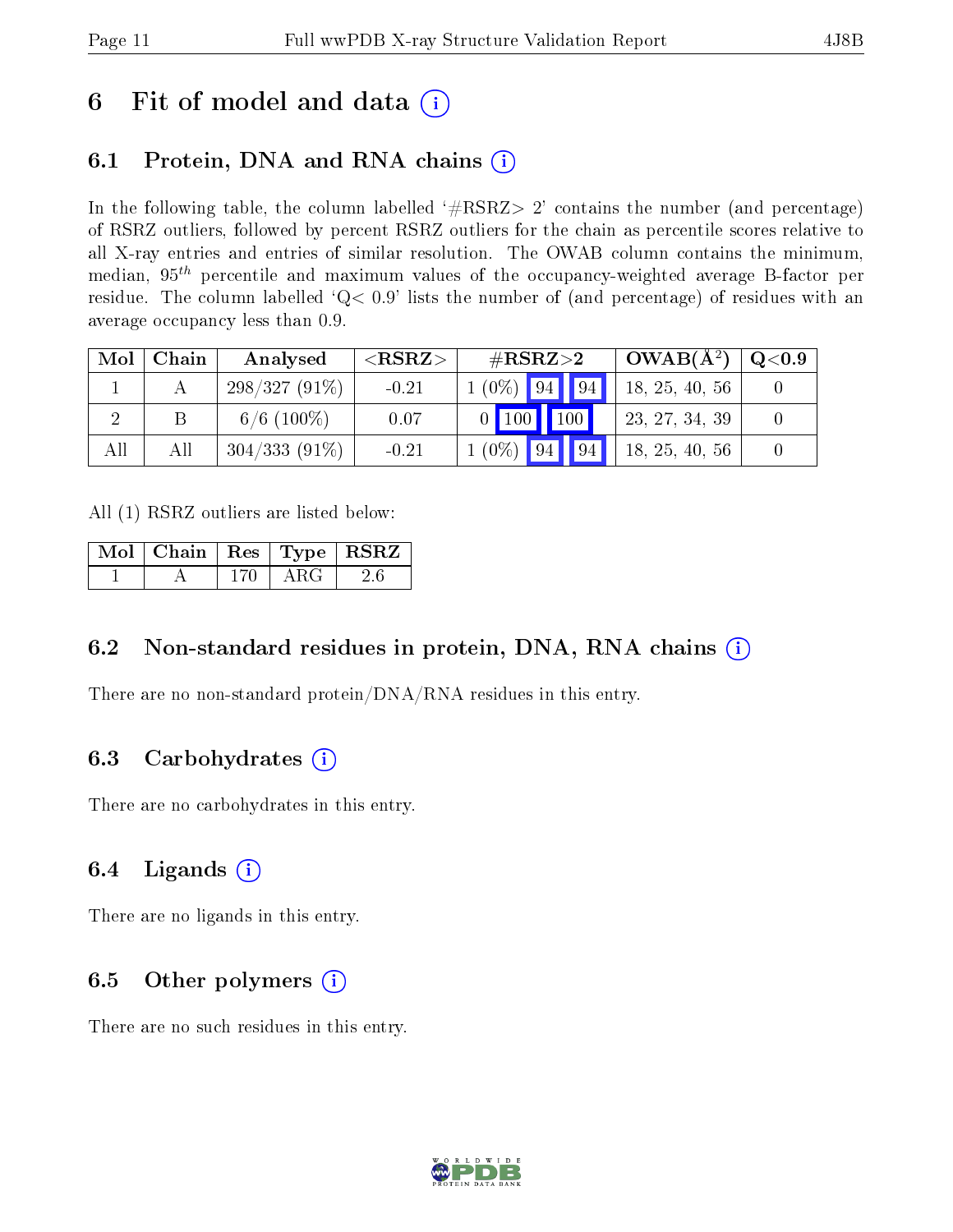# 6 Fit of model and data

## 6.1 Protein, DNA and RNA chains

In the following table, the column labelled '#RSRZ> 2' contains the number (and percentage) of RSRZ outliers, followed by percent RSRZ outliers for the chain as percentile scores relative to all X-ray entries and entries of similar resolution. The OWAB column contains the minimum, median, $95^{th}$ percentile and maximum values of the occupancy-weighted average B-factor per residue. The column labelled 'Q< 0.9' lists the number of (and percentage) of residues with an average occupancy less than 0.9.

| Mol | Chain | Analysed | <RSRZ> | #RSRZ>2 | OWAB(Å$^2$) | Q<0.9 |
|---|---|---|---|---|---|---|
| 1 | A | 298/327 (91%) | -0.21 | 1 (0%) 94 94 | 18, 25, 40, 56 | 0 |
| 2 | B | 6/6 (100%) | 0.07 | 0 100 100 | 23, 27, 34, 39 | 0 |
| All | All | 304/333 (91%) | -0.21 | 1 (0%) 94 94 | 18, 25, 40, 56 | 0 |

All (1) RSRZ outliers are listed below:

| Mol | Chain | Res | Type | RSRZ |
|---|---|---|---|---|
| 1 | A | 170 | ARG | 2.6 |

## 6.2 Non-standard residues in protein, DNA, RNA chains

There are no non-standard protein/DNA/RNA residues in this entry.

## 6.3 Carbohydrates

There are no carbohydrates in this entry.

## 6.4 Ligands

There are no ligands in this entry.

## 6.5 Other polymers

There are no such residues in this entry.